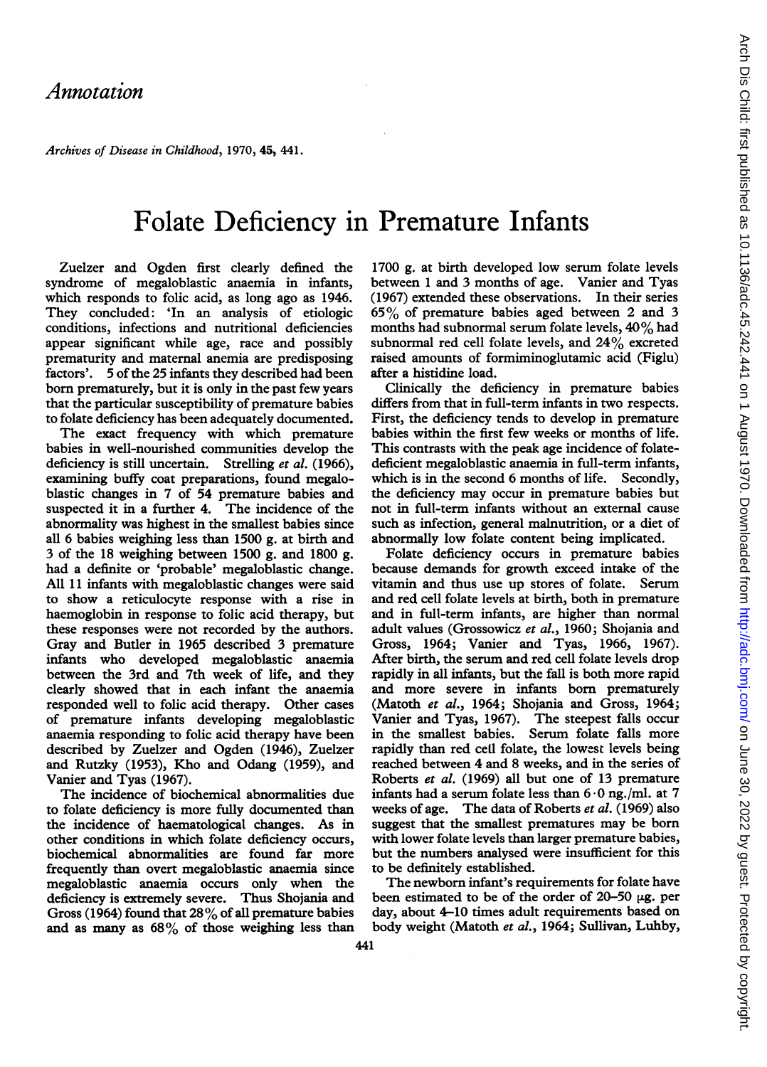*Annotation*

# Folate Deficiency in Premature Infants

Zuelzer and Ogden first clearly defined the syndrome of megaloblastic anaemia in infants, which responds to folic acid, as long ago as 1946. They concluded: 'In an analysis of etiologic conditions, infections and nutritional deficiencies appear significant while age, race and possibly prematurity and maternal anemia are predisposing factors'. 5 of the 25 infants they described had been born prematurely, but it is only in the past few years that the particular susceptibility of premature babies to folate deficiency has been adequately documented.

The exact frequency with which premature babies in well-nourished communities develop the deficiency is still uncertain. Strelling *et al.* (1966), examining buffy coat preparations, found megaloblastic changes in 7 of 54 premature babies and suspected it in a further 4. The incidence of the abnormality was highest in the smallest babies since all 6 babies weighing less than 1500 g. at birth and 3 of the 18 weighing between 1500 g. and 1800 g. had a definite or 'probable' megaloblastic change. All 11 infants with megaloblastic changes were said to show a reticulocyte response with a rise in haemoglobin in response to folic acid therapy, but these responses were not recorded by the authors. Gray and Butler in 1965 described 3 premature infants who developed megaloblastic anaemia between the 3rd and 7th week of life, and they clearly showed that in each infant the anaemia responded well to folic acid therapy. Other cases of premature infants developing megaloblastic anaemia responding to folic acid therapy have been described by Zuelzer and Ogden (1946), Zuelzer and Rutzky (1953), Kho and Odang (1959), and Vanier and Tyas (1967).

The incidence of biochemical abnormalities due to folate deficiency is more fully documented than the incidence of haematological changes. As in other conditions in which folate deficiency occurs, biochemical abnormalities are found far more frequently than overt megaloblastic anaemia since megaloblastic anaemia occurs only when the deficiency is extremely severe. Thus Shojania and Gross (1964) found that 28% of all premature babies and as many as 68% of those weighing less than 1700 g. at birth developed low serum folate levels between 1 and 3 months of age. Vanier and Tyas (1967) extended these observations. In their series 65% of premature babies aged between 2 and 3 months had subnormal serum folate levels, 40% had subnormal red cell folate levels, and 24% excreted raised amounts of formiminoglutamic acid (Figlu) after a histidine load.

Clinically the deficiency in premature babies differs from that in full-term infants in two respects. First, the deficiency tends to develop in premature babies within the first few weeks or months of life. This contrasts with the peak age incidence of folate-deficient megaloblastic anaemia in full-term infants, which is in the second 6 months of life. Secondly, the deficiency may occur in premature babies but not in full-term infants without an external cause such as infection, general malnutrition, or a diet of abnormally low folate content being implicated.

Folate deficiency occurs in premature babies because demands for growth exceed intake of the vitamin and thus use up stores of folate. Serum and red cell folate levels at birth, both in premature and in full-term infants, are higher than normal adult values (Grossowicz *et al.*, 1960; Shojania and Gross, 1964; Vanier and Tyas, 1966, 1967). After birth, the serum and red cell folate levels drop rapidly in all infants, but the fall is both more rapid and more severe in infants born prematurely (Matoth *et al.*, 1964; Shojania and Gross, 1964; Vanier and Tyas, 1967). The steepest falls occur in the smallest babies. Serum folate falls more rapidly than red cell folate, the lowest levels being reached between 4 and 8 weeks, and in the series of Roberts *et al.* (1969) all but one of 13 premature infants had a serum folate less than 6·0 ng./ml. at 7 weeks of age. The data of Roberts *et al.* (1969) also suggest that the smallest prematures may be born with lower folate levels than larger premature babies, but the numbers analysed were insufficient for this to be definitely established.

The newborn infant's requirements for folate have been estimated to be of the order of 20–50 μg. per day, about 4–10 times adult requirements based on body weight (Matoth *et al.*, 1964; Sullivan, Luhby,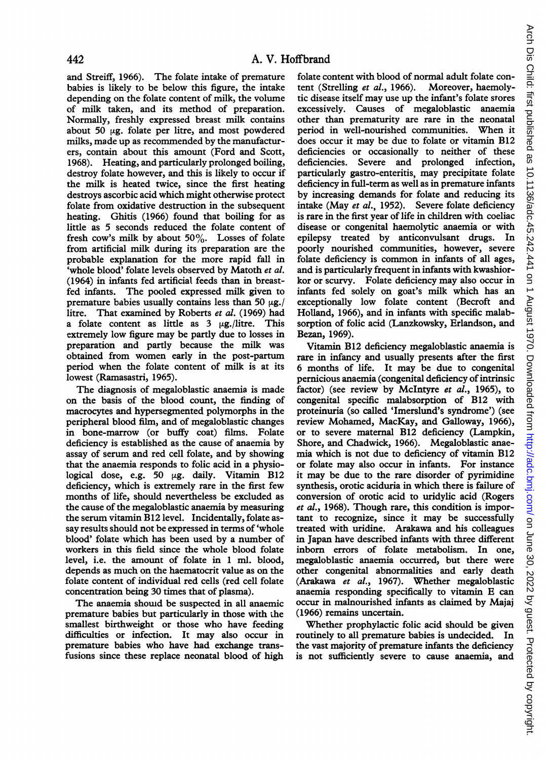and Streiff, 1966). The folate intake of premature babies is likely to be below this figure, the intake depending on the folate content of milk, the volume of milk taken, and its method of preparation. Normally, freshly expressed breast milk contains about 50 μg. folate per litre, and most powdered milks, made up as recommended by the manufacturers, contain about this amount (Ford and Scott, 1968). Heating, and particularly prolonged boiling, destroy folate however, and this is likely to occur if the milk is heated twice, since the first heating destroys ascorbic acid which might otherwise protect folate from oxidative destruction in the subsequent heating. Ghitis (1966) found that boiling for as little as 5 seconds reduced the folate content of fresh cow's milk by about 50%. Losses of folate from artificial milk during its preparation are the probable explanation for the more rapid fall in 'whole blood' folate levels observed by Matoth *et al.* (1964) in infants fed artificial feeds than in breast-fed infants. The pooled expressed milk given to premature babies usually contains less than 50 μg./litre. That examined by Roberts *et al.* (1969) had a folate content as little as 3 μg./litre. This extremely low figure may be partly due to losses in preparation and partly because the milk was obtained from women early in the post-partum period when the folate content of milk is at its lowest (Ramasastri, 1965).

The diagnosis of megaloblastic anaemia is made on the basis of the blood count, the finding of macrocytes and hypersegmented polymorphs in the peripheral blood film, and of megaloblastic changes in bone-marrow (or buffy coat) films. Folate deficiency is established as the cause of anaemia by assay of serum and red cell folate, and by showing that the anaemia responds to folic acid in a physiological dose, e.g. 50 μg. daily. Vitamin B12 deficiency, which is extremely rare in the first few months of life, should nevertheless be excluded as the cause of the megaloblastic anaemia by measuring the serum vitamin B12 level. Incidentally, folate assay results should not be expressed in terms of 'whole blood' folate which has been used by a number of workers in this field since the whole blood folate level, i.e. the amount of folate in 1 ml. blood, depends as much on the haematocrit value as on the folate content of individual red cells (red cell folate concentration being 30 times that of plasma).

The anaemia should be suspected in all anaemic premature babies but particularly in those with the smallest birthweight or those who have feeding difficulties or infection. It may also occur in premature babies who have had exchange transfusions since these replace neonatal blood of high folate content with blood of normal adult folate content (Strelling *et al.*, 1966). Moreover, haemolytic disease itself may use up the infant's folate stores excessively. Causes of megaloblastic anaemia other than prematurity are rare in the neonatal period in well-nourished communities. When it does occur it may be due to folate or vitamin B12 deficiencies or occasionally to neither of these deficiencies. Severe and prolonged infection, particularly gastro-enteritis, may precipitate folate deficiency in full-term as well as in premature infants by increasing demands for folate and reducing its intake (May *et al.*, 1952). Severe folate deficiency is rare in the first year of life in children with coeliac disease or congenital haemolytic anaemia or with epilepsy treated by anticonvulsant drugs. In poorly nourished communities, however, severe folate deficiency is common in infants of all ages, and is particularly frequent in infants with kwashiorkor or scurvy. Folate deficiency may also occur in infants fed solely on goat's milk which has an exceptionally low folate content (Becroft and Holland, 1966), and in infants with specific malabsorption of folic acid (Lanzkowsky, Erlandson, and Bezan, 1969).

Vitamin B12 deficiency megaloblastic anaemia is rare in infancy and usually presents after the first 6 months of life. It may be due to congenital pernicious anaemia (congenital deficiency of intrinsic factor) (see review by McIntyre *et al.*, 1965), to congenital specific malabsorption of B12 with proteinuria (so called 'Imerslund's syndrome') (see review Mohamed, MacKay, and Galloway, 1966), or to severe maternal B12 deficiency (Lampkin, Shore, and Chadwick, 1966). Megaloblastic anaemia which is not due to deficiency of vitamin B12 or folate may also occur in infants. For instance it may be due to the rare disorder of pyrimidine synthesis, orotic aciduria in which there is failure of conversion of orotic acid to uridylic acid (Rogers *et al.*, 1968). Though rare, this condition is important to recognize, since it may be successfully treated with uridine. Arakawa and his colleagues in Japan have described infants with three different inborn errors of folate metabolism. In one, megaloblastic anaemia occurred, but there were other congenital abnormalities and early death (Arakawa *et al.*, 1967). Whether megaloblastic anaemia responding specifically to vitamin E can occur in malnourished infants as claimed by Majaj (1966) remains uncertain.

Whether prophylactic folic acid should be given routinely to all premature babies is undecided. In the vast majority of premature infants the deficiency is not sufficiently severe to cause anaemia, and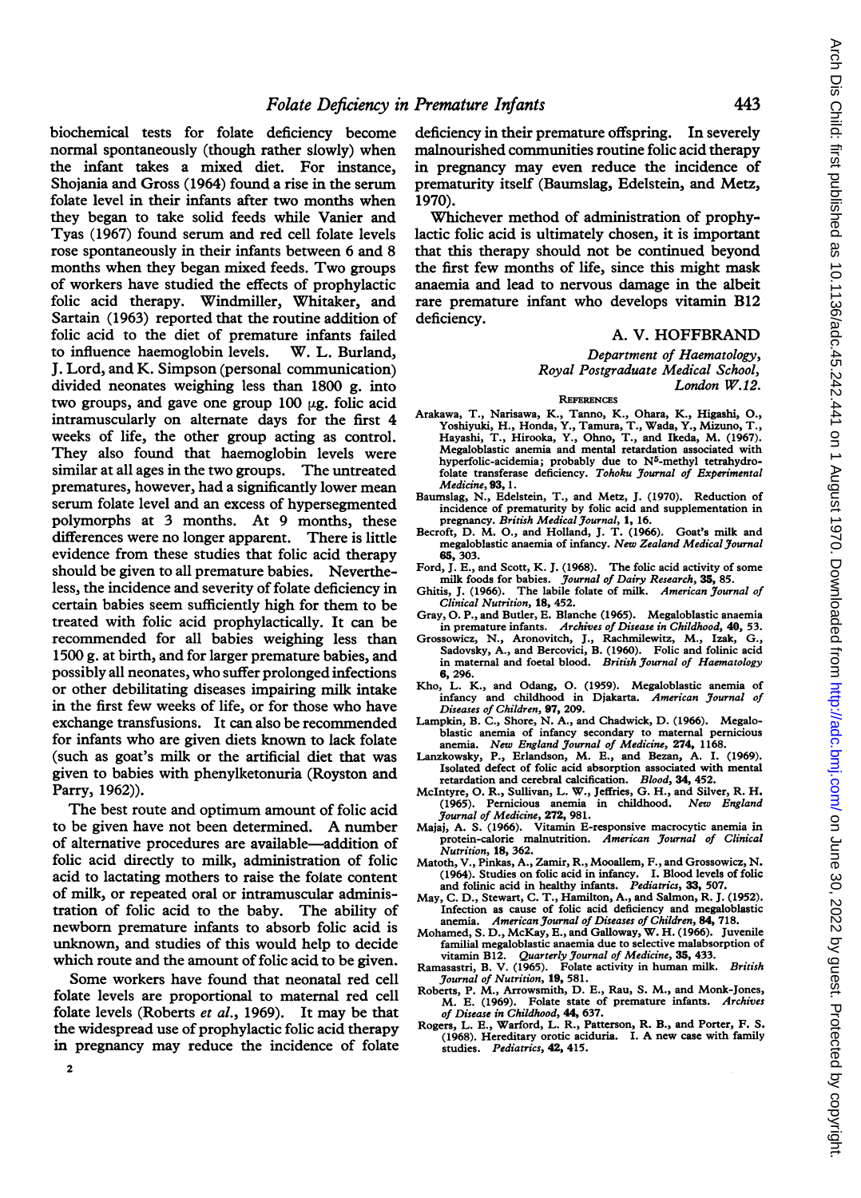biochemical tests for folate deficiency become normal spontaneously (though rather slowly) when the infant takes a mixed diet. For instance, Shojania and Gross (1964) found a rise in the serum folate level in their infants after two months when they began to take solid feeds while Vanier and Tyas (1967) found serum and red cell folate levels rose spontaneously in their infants between 6 and 8 months when they began mixed feeds. Two groups of workers have studied the effects of prophylactic folic acid therapy. Windmiller, Whitaker, and Sartain (1963) reported that the routine addition of folic acid to the diet of premature infants failed to influence haemoglobin levels. W. L. Burland, J. Lord, and K. Simpson (personal communication) divided neonates weighing less than 1800 g. into two groups, and gave one group 100 µg. folic acid intramuscularly on alternate days for the first 4 weeks of life, the other group acting as control. They also found that haemoglobin levels were similar at all ages in the two groups. The untreated prematures, however, had a significantly lower mean serum folate level and an excess of hypersegmented polymorphs at 3 months. At 9 months, these differences were no longer apparent. There is little evidence from these studies that folic acid therapy should be given to all premature babies. Nevertheless, the incidence and severity of folate deficiency in certain babies seem sufficiently high for them to be treated with folic acid prophylactically. It can be recommended for all babies weighing less than 1500 g. at birth, and for larger premature babies, and possibly all neonates, who suffer prolonged infections or other debilitating diseases impairing milk intake in the first few weeks of life, or for those who have exchange transfusions. It can also be recommended for infants who are given diets known to lack folate (such as goat's milk or the artificial diet that was given to babies with phenylketonuria (Royston and Parry, 1962)).

The best route and optimum amount of folic acid to be given have not been determined. A number of alternative procedures are available—addition of folic acid directly to milk, administration of folic acid to lactating mothers to raise the folate content of milk, or repeated oral or intramuscular administration of folic acid to the baby. The ability of newborn premature infants to absorb folic acid is unknown, and studies of this would help to decide which route and the amount of folic acid to be given.

Some workers have found that neonatal red cell folate levels are proportional to maternal red cell folate levels (Roberts *et al.*, 1969). It may be that the widespread use of prophylactic folic acid therapy in pregnancy may reduce the incidence of folate deficiency in their premature offspring. In severely malnourished communities routine folic acid therapy in pregnancy may even reduce the incidence of prematurity itself (Baumslag, Edelstein, and Metz, 1970).

Whichever method of administration of prophylactic folic acid is ultimately chosen, it is important that this therapy should not be continued beyond the first few months of life, since this might mask anaemia and lead to nervous damage in the albeit rare premature infant who develops vitamin B12 deficiency.

A. V. HOFFBRAND

*Department of Haematology,*
*Royal Postgraduate Medical School,*
*London W.12.*

REFERENCES

Arakawa, T., Narisawa, K., Tanno, K., Ohara, K., Higashi, O., Yoshiyuki, H., Honda, Y., Tamura, T., Wada, Y., Mizuno, T., Hayashi, T., Hirooka, Y., Ohno, T., and Ikeda, M. (1967). Megaloblastic anemia and mental retardation associated with hyperfolic-acidemia; probably due to $N^5$-methyl tetrahydrofolate transferase deficiency. *Tohoku Journal of Experimental Medicine*, **93**, 1.

Baumslag, N., Edelstein, T., and Metz, J. (1970). Reduction of incidence of prematurity by folic acid and supplementation in pregnancy. *British Medical Journal*, **1**, 16.

Becroft, D. M. O., and Holland, J. T. (1966). Goat's milk and megaloblastic anaemia of infancy. *New Zealand Medical Journal* **65**, 303.

Ford, J. E., and Scott, K. J. (1968). The folic acid activity of some milk foods for babies. *Journal of Dairy Research*, **35**, 85.

Ghitis, J. (1966). The labile folate of milk. *American Journal of Clinical Nutrition*, **18**, 452.

Gray, O. P., and Butler, E. Blanche (1965). Megaloblastic anaemia in premature infants. *Archives of Disease in Childhood*, **40**, 53.

Grossowicz, N., Aronovitch, J., Rachmilewitz, M., Izak, G., Sadovsky, A., and Bercovici, B. (1960). Folic and folinic acid in maternal and foetal blood. *British Journal of Haematology* **6**, 296.

Kho, L. K., and Odang, O. (1959). Megaloblastic anemia of infancy and childhood in Djakarta. *American Journal of Diseases of Children*, **97**, 209.

Lampkin, B. C., Shore, N. A., and Chadwick, D. (1966). Megaloblastic anemia of infancy secondary to maternal pernicious anemia. *New England Journal of Medicine*, **274**, 1168.

Lanzkowsky, P., Erlandson, M. E., and Bezan, A. I. (1969). Isolated defect of folic acid absorption associated with mental retardation and cerebral calcification. *Blood*, **34**, 452.

McIntyre, O. R., Sullivan, L. W., Jeffries, G. H., and Silver, R. H. (1965). Pernicious anemia in childhood. *New England Journal of Medicine*, **272**, 981.

Majaj, A. S. (1966). Vitamin E-responsive macrocytic anemia in protein-calorie malnutrition. *American Journal of Clinical Nutrition*, **18**, 362.

Matoth, V., Pinkas, A., Zamir, R., Mooallem, F., and Grossowicz, N. (1964). Studies on folic acid in infancy. I. Blood levels of folic and folinic acid in healthy infants. *Pediatrics*, **33**, 507.

May, C. D., Stewart, C. T., Hamilton, A., and Salmon, R. J. (1952). Infection as cause of folic acid deficiency and megaloblastic anemia. *American Journal of Diseases of Children*, **84**, 718.

Mohamed, S. D., McKay, E., and Galloway, W. H. (1966). Juvenile familial megaloblastic anaemia due to selective malabsorption of vitamin B12. *Quarterly Journal of Medicine*, **35**, 433.

Ramasastri, B. V. (1965). Folate activity in human milk. *British Journal of Nutrition*, **19**, 581.

Roberts, P. M., Arrowsmith, D. E., Rau, S. M., and Monk-Jones, M. E. (1969). Folate state of premature infants. *Archives of Disease in Childhood*, **44**, 637.

Rogers, L. E., Warford, L. R., Patterson, R. B., and Porter, F. S. (1968). Hereditary orotic aciduria. I. A new case with family studies. *Pediatrics*, **42**, 415.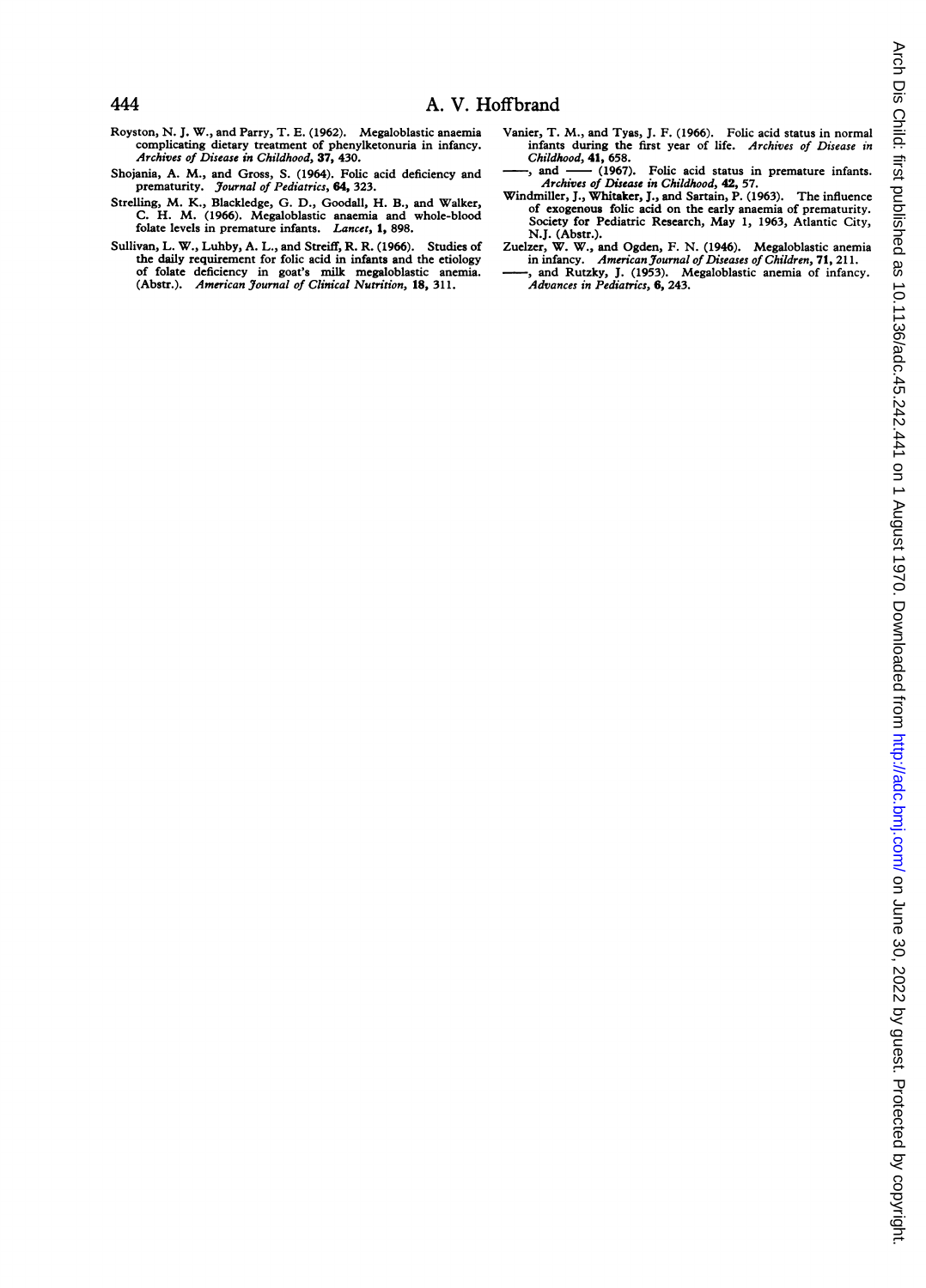Royston, N. J. W., and Parry, T. E. (1962). Megaloblastic anaemia complicating dietary treatment of phenylketonuria in infancy. *Archives of Disease in Childhood*, **37**, 430.

Shojania, A. M., and Gross, S. (1964). Folic acid deficiency and prematurity. *Journal of Pediatrics*, **64**, 323.

Strelling, M. K., Blackledge, G. D., Goodall, H. B., and Walker, C. H. M. (1966). Megaloblastic anaemia and whole-blood folate levels in premature infants. *Lancet*, **1**, 898.

Sullivan, L. W., Luhby, A. L., and Streiff, R. R. (1966). Studies of the daily requirement for folic acid in infants and the etiology of folate deficiency in goat's milk megaloblastic anemia. (Abstr.). *American Journal of Clinical Nutrition*, **18**, 311.

Vanier, T. M., and Tyas, J. F. (1966). Folic acid status in normal infants during the first year of life. *Archives of Disease in Childhood*, **41**, 658.

——, and —— (1967). Folic acid status in premature infants. *Archives of Disease in Childhood*, **42**, 57.

Windmiller, J., Whitaker, J., and Sartain, P. (1963). The influence of exogenous folic acid on the early anaemia of prematurity. Society for Pediatric Research, May 1, 1963, Atlantic City, N.J. (Abstr.).

Zuelzer, W. W., and Ogden, F. N. (1946). Megaloblastic anemia in infancy. *American Journal of Diseases of Children*, **71**, 211.

——, and Rutzky, J. (1953). Megaloblastic anemia of infancy. *Advances in Pediatrics*, **6**, 243.